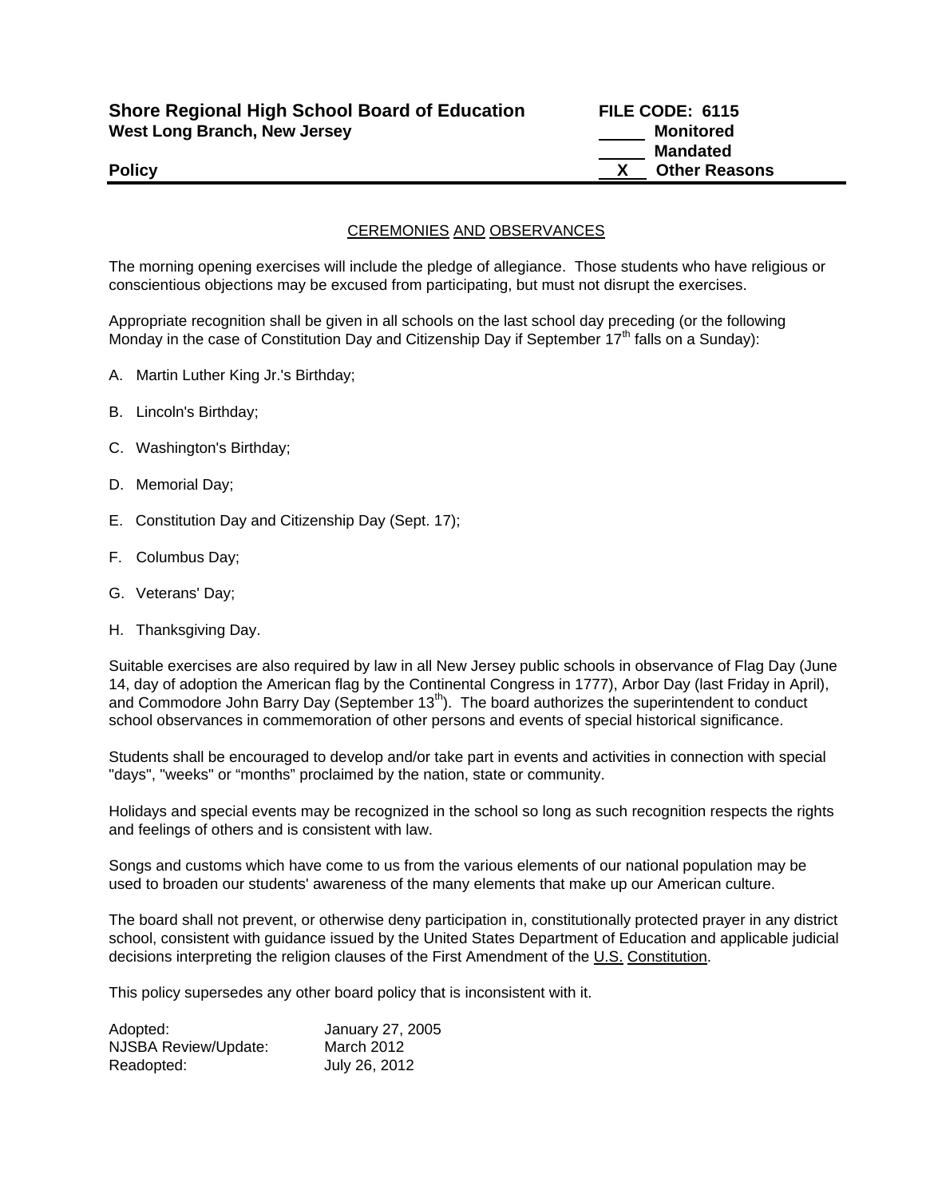**Shore Regional High School Board of Education**
**West Long Branch, New Jersey**

**FILE CODE: 6115**
_____ **Monitored**
_____ **Mandated**
__X__ **Other Reasons**

**Policy**

## CEREMONIES AND OBSERVANCES

The morning opening exercises will include the pledge of allegiance. Those students who have religious or conscientious objections may be excused from participating, but must not disrupt the exercises.

Appropriate recognition shall be given in all schools on the last school day preceding (or the following Monday in the case of Constitution Day and Citizenship Day if September 17th falls on a Sunday):

A. Martin Luther King Jr.'s Birthday;

B. Lincoln's Birthday;

C. Washington's Birthday;

D. Memorial Day;

E. Constitution Day and Citizenship Day (Sept. 17);

F. Columbus Day;

G. Veterans' Day;

H. Thanksgiving Day.

Suitable exercises are also required by law in all New Jersey public schools in observance of Flag Day (June 14, day of adoption the American flag by the Continental Congress in 1777), Arbor Day (last Friday in April), and Commodore John Barry Day (September 13th). The board authorizes the superintendent to conduct school observances in commemoration of other persons and events of special historical significance.

Students shall be encouraged to develop and/or take part in events and activities in connection with special "days", "weeks" or "months" proclaimed by the nation, state or community.

Holidays and special events may be recognized in the school so long as such recognition respects the rights and feelings of others and is consistent with law.

Songs and customs which have come to us from the various elements of our national population may be used to broaden our students' awareness of the many elements that make up our American culture.

The board shall not prevent, or otherwise deny participation in, constitutionally protected prayer in any district school, consistent with guidance issued by the United States Department of Education and applicable judicial decisions interpreting the religion clauses of the First Amendment of the U.S. Constitution.

This policy supersedes any other board policy that is inconsistent with it.

| | |
|---|---|
| Adopted: | January 27, 2005 |
| NJSBA Review/Update: | March 2012 |
| Readopted: | July 26, 2012 |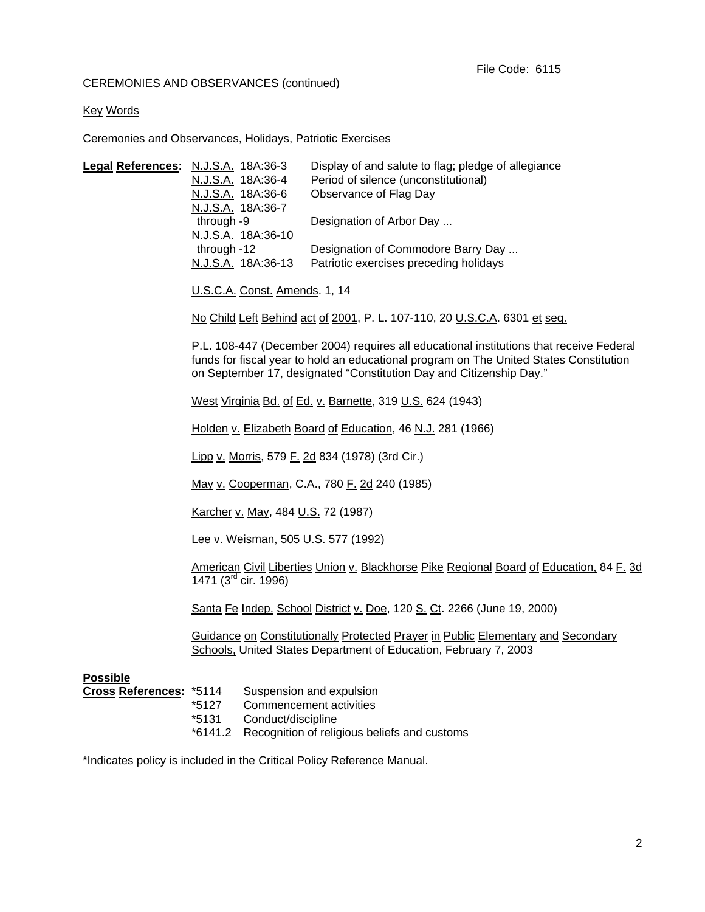File Code: 6115

CEREMONIES AND OBSERVANCES (continued)

Key Words

Ceremonies and Observances, Holidays, Patriotic Exercises

**Legal References:**

| | |
|---|---|
| N.J.S.A. 18A:36-3 | Display of and salute to flag; pledge of allegiance |
| N.J.S.A. 18A:36-4 | Period of silence (unconstitutional) |
| N.J.S.A. 18A:36-6 | Observance of Flag Day |
| N.J.S.A. 18A:36-7 through -9 | Designation of Arbor Day ... |
| N.J.S.A. 18A:36-10 through -12 | Designation of Commodore Barry Day ... |
| N.J.S.A. 18A:36-13 | Patriotic exercises preceding holidays |

U.S.C.A. Const. Amends. 1, 14

No Child Left Behind act of 2001, P. L. 107-110, 20 U.S.C.A. 6301 et seq.

P.L. 108-447 (December 2004) requires all educational institutions that receive Federal funds for fiscal year to hold an educational program on The United States Constitution on September 17, designated "Constitution Day and Citizenship Day."

West Virginia Bd. of Ed. v. Barnette, 319 U.S. 624 (1943)

Holden v. Elizabeth Board of Education, 46 N.J. 281 (1966)

Lipp v. Morris, 579 F. 2d 834 (1978) (3rd Cir.)

May v. Cooperman, C.A., 780 F. 2d 240 (1985)

Karcher v. May, 484 U.S. 72 (1987)

Lee v. Weisman, 505 U.S. 577 (1992)

American Civil Liberties Union v. Blackhorse Pike Regional Board of Education, 84 F. 3d 1471 (3rd cir. 1996)

Santa Fe Indep. School District v. Doe, 120 S. Ct. 2266 (June 19, 2000)

Guidance on Constitutionally Protected Prayer in Public Elementary and Secondary Schools, United States Department of Education, February 7, 2003

**Possible Cross References:**

| | |
|---|---|
| *5114 | Suspension and expulsion |
| *5127 | Commencement activities |
| *5131 | Conduct/discipline |
| *6141.2 | Recognition of religious beliefs and customs |

*Indicates policy is included in the Critical Policy Reference Manual.